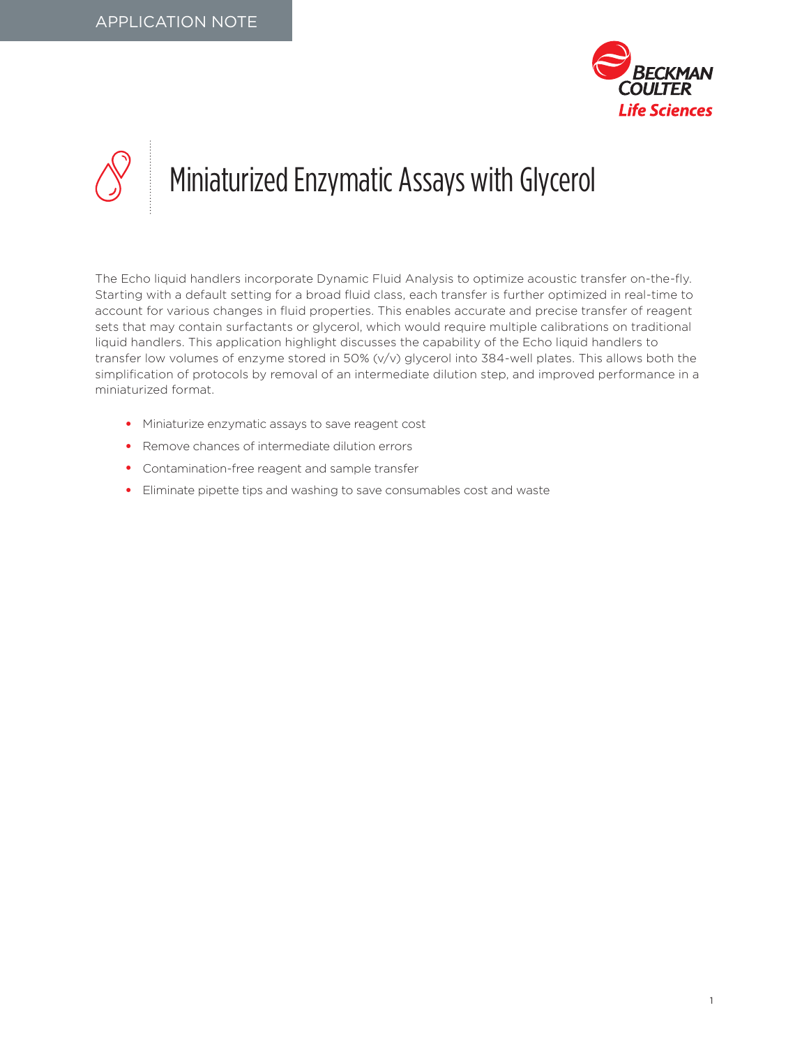APPLICATION NOTE

# Miniaturized Enzymatic Assays with Glycerol

The Echo liquid handlers incorporate Dynamic Fluid Analysis to optimize acoustic transfer on-the-fly. Starting with a default setting for a broad fluid class, each transfer is further optimized in real-time to account for various changes in fluid properties. This enables accurate and precise transfer of reagent sets that may contain surfactants or glycerol, which would require multiple calibrations on traditional liquid handlers. This application highlight discusses the capability of the Echo liquid handlers to transfer low volumes of enzyme stored in 50% (v/v) glycerol into 384-well plates. This allows both the simplification of protocols by removal of an intermediate dilution step, and improved performance in a miniaturized format.

- Miniaturize enzymatic assays to save reagent cost
- Remove chances of intermediate dilution errors
- Contamination-free reagent and sample transfer
- Eliminate pipette tips and washing to save consumables cost and waste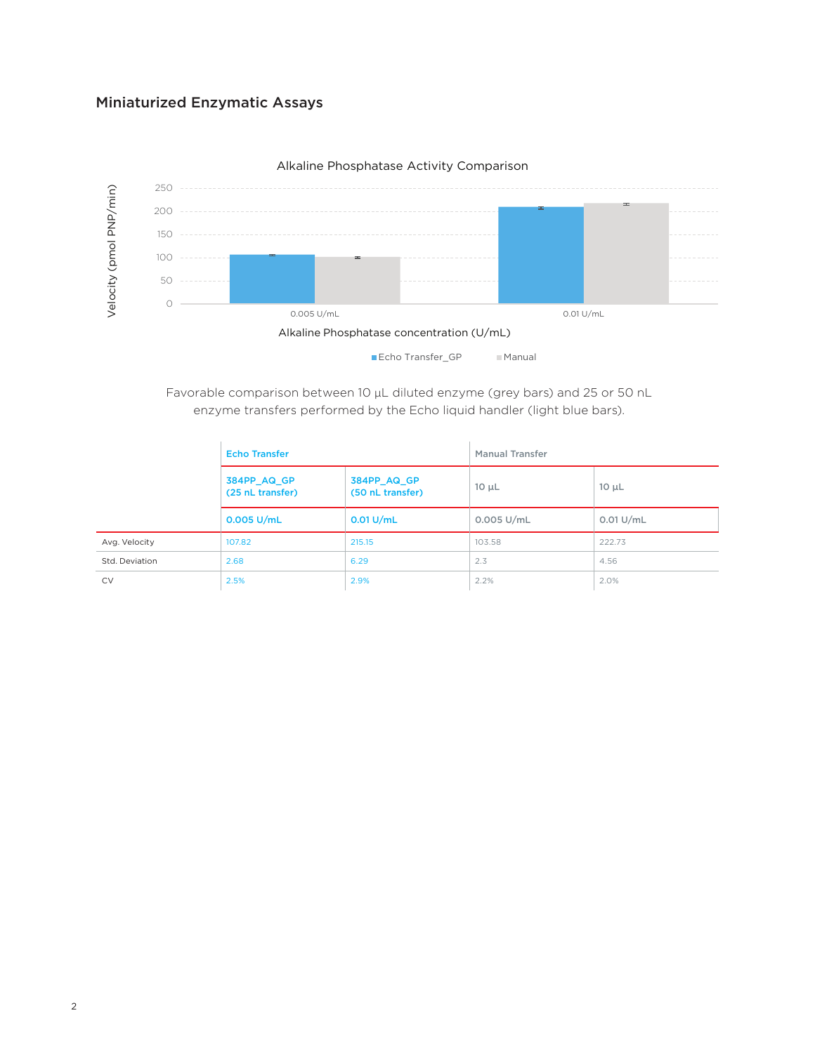## Miniaturized Enzymatic Assays

Alkaline Phosphatase Activity Comparison

Favorable comparison between 10 µL diluted enzyme (grey bars) and 25 or 50 nL enzyme transfers performed by the Echo liquid handler (light blue bars).

| | Echo Transfer | | Manual Transfer | |
|---|---|---|---|---|
| | 384PP_AQ_GP (25 nL transfer) | 384PP_AQ_GP (50 nL transfer) | 10 µL | 10 µL |
| | 0.005 U/mL | 0.01 U/mL | 0.005 U/mL | 0.01 U/mL |
| Avg. Velocity | 107.82 | 215.15 | 103.58 | 222.73 |
| Std. Deviation | 2.68 | 6.29 | 2.3 | 4.56 |
| CV | 2.5% | 2.9% | 2.2% | 2.0% |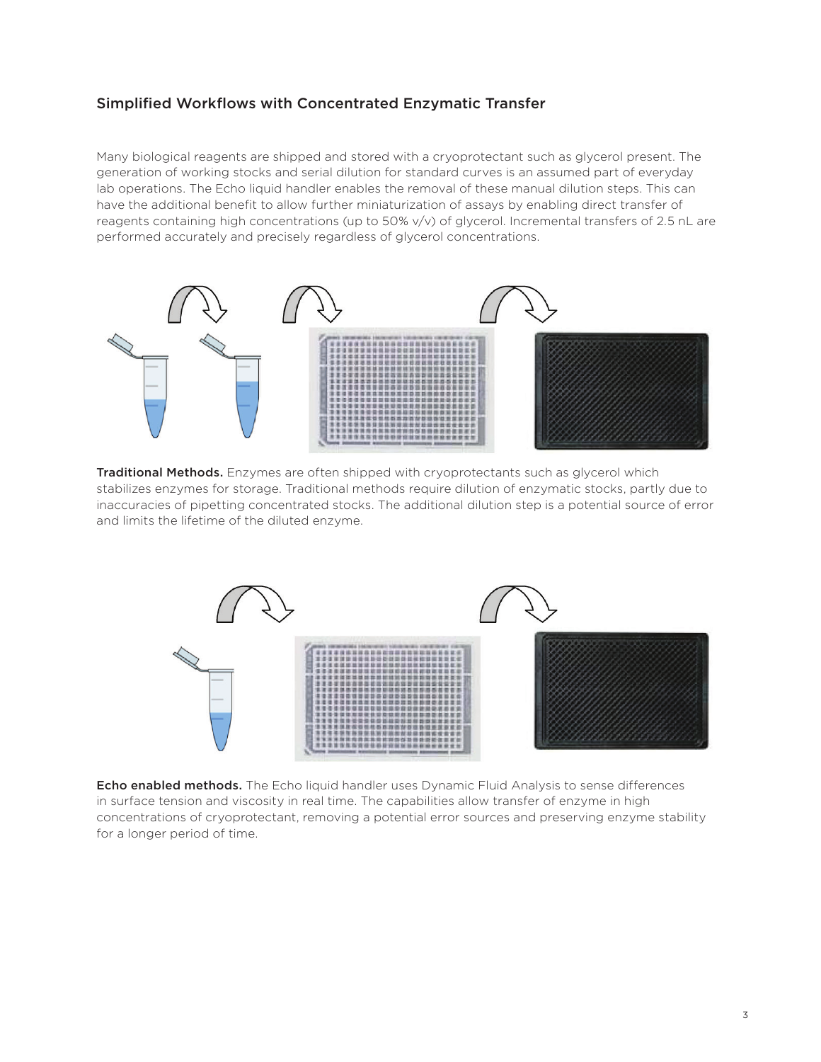## Simplified Workflows with Concentrated Enzymatic Transfer

Many biological reagents are shipped and stored with a cryoprotectant such as glycerol present. The generation of working stocks and serial dilution for standard curves is an assumed part of everyday lab operations. The Echo liquid handler enables the removal of these manual dilution steps. This can have the additional benefit to allow further miniaturization of assays by enabling direct transfer of reagents containing high concentrations (up to 50% v/v) of glycerol. Incremental transfers of 2.5 nL are performed accurately and precisely regardless of glycerol concentrations.

**Traditional Methods.** Enzymes are often shipped with cryoprotectants such as glycerol which stabilizes enzymes for storage. Traditional methods require dilution of enzymatic stocks, partly due to inaccuracies of pipetting concentrated stocks. The additional dilution step is a potential source of error and limits the lifetime of the diluted enzyme.

**Echo enabled methods.** The Echo liquid handler uses Dynamic Fluid Analysis to sense differences in surface tension and viscosity in real time. The capabilities allow transfer of enzyme in high concentrations of cryoprotectant, removing a potential error sources and preserving enzyme stability for a longer period of time.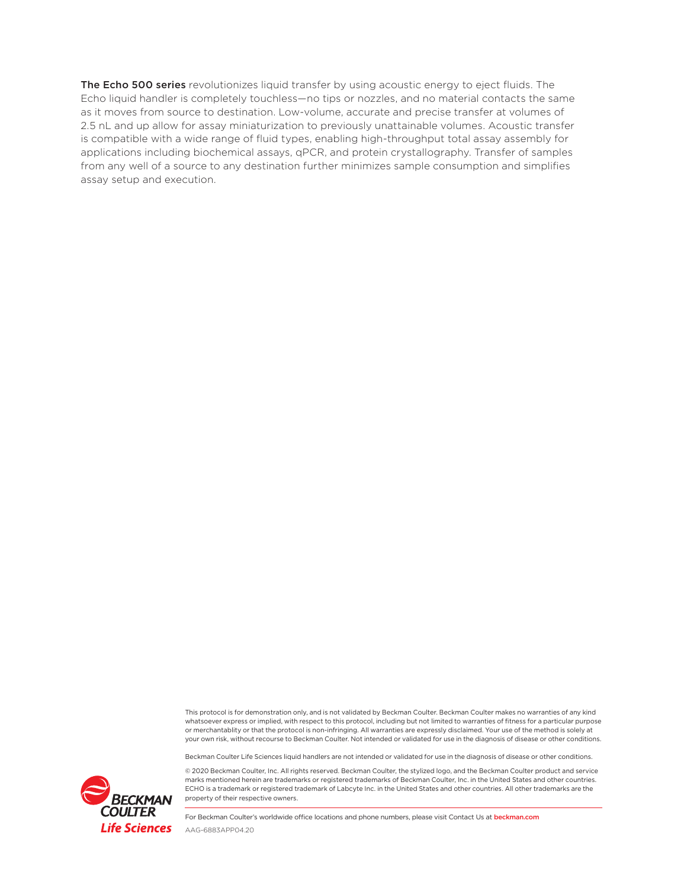**The Echo 500 series** revolutionizes liquid transfer by using acoustic energy to eject fluids. The Echo liquid handler is completely touchless—no tips or nozzles, and no material contacts the same as it moves from source to destination. Low-volume, accurate and precise transfer at volumes of 2.5 nL and up allow for assay miniaturization to previously unattainable volumes. Acoustic transfer is compatible with a wide range of fluid types, enabling high-throughput total assay assembly for applications including biochemical assays, qPCR, and protein crystallography. Transfer of samples from any well of a source to any destination further minimizes sample consumption and simplifies assay setup and execution.

This protocol is for demonstration only, and is not validated by Beckman Coulter. Beckman Coulter makes no warranties of any kind whatsoever express or implied, with respect to this protocol, including but not limited to warranties of fitness for a particular purpose or merchantablity or that the protocol is non-infringing. All warranties are expressly disclaimed. Your use of the method is solely at your own risk, without recourse to Beckman Coulter. Not intended or validated for use in the diagnosis of disease or other conditions.

Beckman Coulter Life Sciences liquid handlers are not intended or validated for use in the diagnosis of disease or other conditions.

© 2020 Beckman Coulter, Inc. All rights reserved. Beckman Coulter, the stylized logo, and the Beckman Coulter product and service marks mentioned herein are trademarks or registered trademarks of Beckman Coulter, Inc. in the United States and other countries. ECHO is a trademark or registered trademark of Labcyte Inc. in the United States and other countries. All other trademarks are the property of their respective owners.

For Beckman Coulter's worldwide office locations and phone numbers, please visit Contact Us at beckman.com

AAG-6883APP04.20